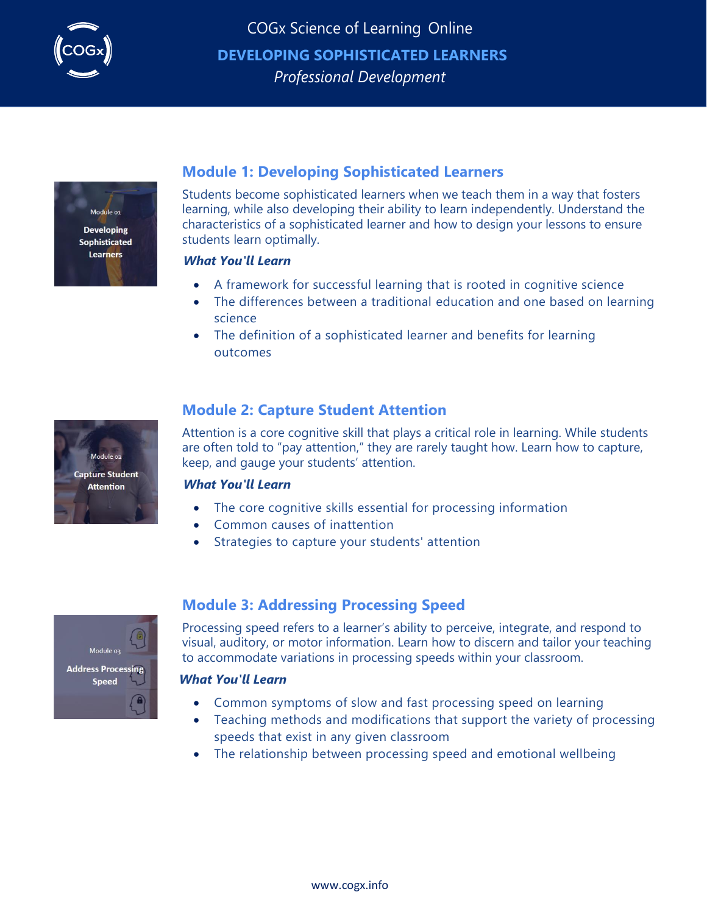# COGx Science of Learning Online

## DEVELOPING SOPHISTICATED LEARNERS

*Professional Development*

### Module 1: Developing Sophisticated Learners

Students become sophisticated learners when we teach them in a way that fosters learning, while also developing their ability to learn independently. Understand the characteristics of a sophisticated learner and how to design your lessons to ensure students learn optimally.

***What You'll Learn***

- A framework for successful learning that is rooted in cognitive science
- The differences between a traditional education and one based on learning science
- The definition of a sophisticated learner and benefits for learning outcomes

### Module 2: Capture Student Attention

Attention is a core cognitive skill that plays a critical role in learning. While students are often told to "pay attention," they are rarely taught how. Learn how to capture, keep, and gauge your students' attention.

***What You'll Learn***

- The core cognitive skills essential for processing information
- Common causes of inattention
- Strategies to capture your students' attention

### Module 3: Addressing Processing Speed

Processing speed refers to a learner's ability to perceive, integrate, and respond to visual, auditory, or motor information. Learn how to discern and tailor your teaching to accommodate variations in processing speeds within your classroom.

***What You'll Learn***

- Common symptoms of slow and fast processing speed on learning
- Teaching methods and modifications that support the variety of processing speeds that exist in any given classroom
- The relationship between processing speed and emotional wellbeing

www.cogx.info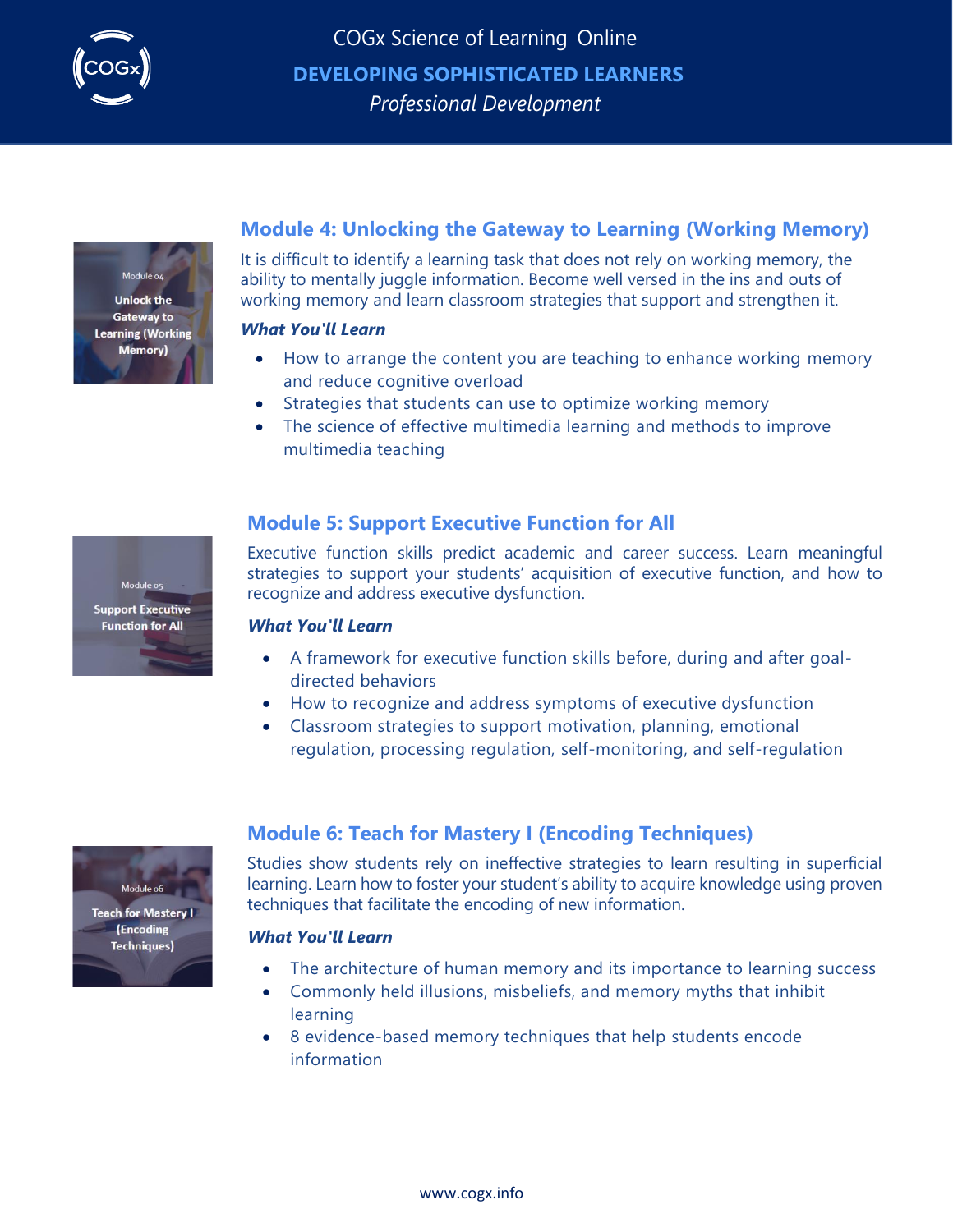## Module 4: Unlocking the Gateway to Learning (Working Memory)

It is difficult to identify a learning task that does not rely on working memory, the ability to mentally juggle information. Become well versed in the ins and outs of working memory and learn classroom strategies that support and strengthen it.

***What You'll Learn***

- How to arrange the content you are teaching to enhance working memory and reduce cognitive overload
- Strategies that students can use to optimize working memory
- The science of effective multimedia learning and methods to improve multimedia teaching

## Module 5: Support Executive Function for All

Executive function skills predict academic and career success. Learn meaningful strategies to support your students' acquisition of executive function, and how to recognize and address executive dysfunction.

***What You'll Learn***

- A framework for executive function skills before, during and after goal-directed behaviors
- How to recognize and address symptoms of executive dysfunction
- Classroom strategies to support motivation, planning, emotional regulation, processing regulation, self-monitoring, and self-regulation

## Module 6: Teach for Mastery I (Encoding Techniques)

Studies show students rely on ineffective strategies to learn resulting in superficial learning. Learn how to foster your student's ability to acquire knowledge using proven techniques that facilitate the encoding of new information.

***What You'll Learn***

- The architecture of human memory and its importance to learning success
- Commonly held illusions, misbeliefs, and memory myths that inhibit learning
- 8 evidence-based memory techniques that help students encode information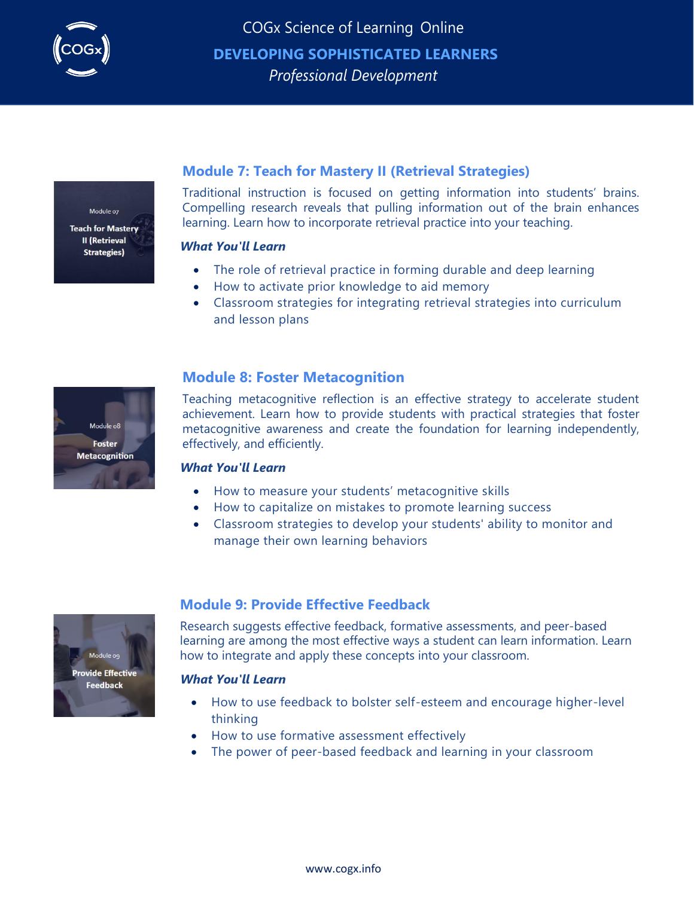## Module 7: Teach for Mastery II (Retrieval Strategies)

Traditional instruction is focused on getting information into students' brains. Compelling research reveals that pulling information out of the brain enhances learning. Learn how to incorporate retrieval practice into your teaching.

***What You'll Learn***

- The role of retrieval practice in forming durable and deep learning
- How to activate prior knowledge to aid memory
- Classroom strategies for integrating retrieval strategies into curriculum and lesson plans

## Module 8: Foster Metacognition

Teaching metacognitive reflection is an effective strategy to accelerate student achievement. Learn how to provide students with practical strategies that foster metacognitive awareness and create the foundation for learning independently, effectively, and efficiently.

***What You'll Learn***

- How to measure your students' metacognitive skills
- How to capitalize on mistakes to promote learning success
- Classroom strategies to develop your students' ability to monitor and manage their own learning behaviors

## Module 9: Provide Effective Feedback

Research suggests effective feedback, formative assessments, and peer-based learning are among the most effective ways a student can learn information. Learn how to integrate and apply these concepts into your classroom.

***What You'll Learn***

- How to use feedback to bolster self-esteem and encourage higher-level thinking
- How to use formative assessment effectively
- The power of peer-based feedback and learning in your classroom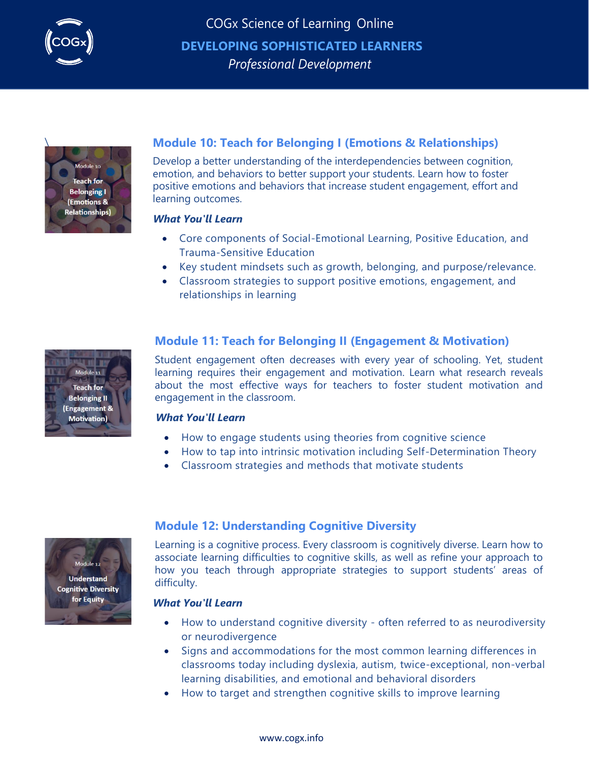# COGx Science of Learning Online

## DEVELOPING SOPHISTICATED LEARNERS

*Professional Development*

### Module 10: Teach for Belonging I (Emotions & Relationships)

Develop a better understanding of the interdependencies between cognition, emotion, and behaviors to better support your students. Learn how to foster positive emotions and behaviors that increase student engagement, effort and learning outcomes.

***What You'll Learn***

- Core components of Social-Emotional Learning, Positive Education, and Trauma-Sensitive Education
- Key student mindsets such as growth, belonging, and purpose/relevance.
- Classroom strategies to support positive emotions, engagement, and relationships in learning

### Module 11: Teach for Belonging II (Engagement & Motivation)

Student engagement often decreases with every year of schooling. Yet, student learning requires their engagement and motivation. Learn what research reveals about the most effective ways for teachers to foster student motivation and engagement in the classroom.

***What You'll Learn***

- How to engage students using theories from cognitive science
- How to tap into intrinsic motivation including Self-Determination Theory
- Classroom strategies and methods that motivate students

### Module 12: Understanding Cognitive Diversity

Learning is a cognitive process. Every classroom is cognitively diverse. Learn how to associate learning difficulties to cognitive skills, as well as refine your approach to how you teach through appropriate strategies to support students' areas of difficulty.

***What You'll Learn***

- How to understand cognitive diversity - often referred to as neurodiversity or neurodivergence
- Signs and accommodations for the most common learning differences in classrooms today including dyslexia, autism, twice-exceptional, non-verbal learning disabilities, and emotional and behavioral disorders
- How to target and strengthen cognitive skills to improve learning

www.cogx.info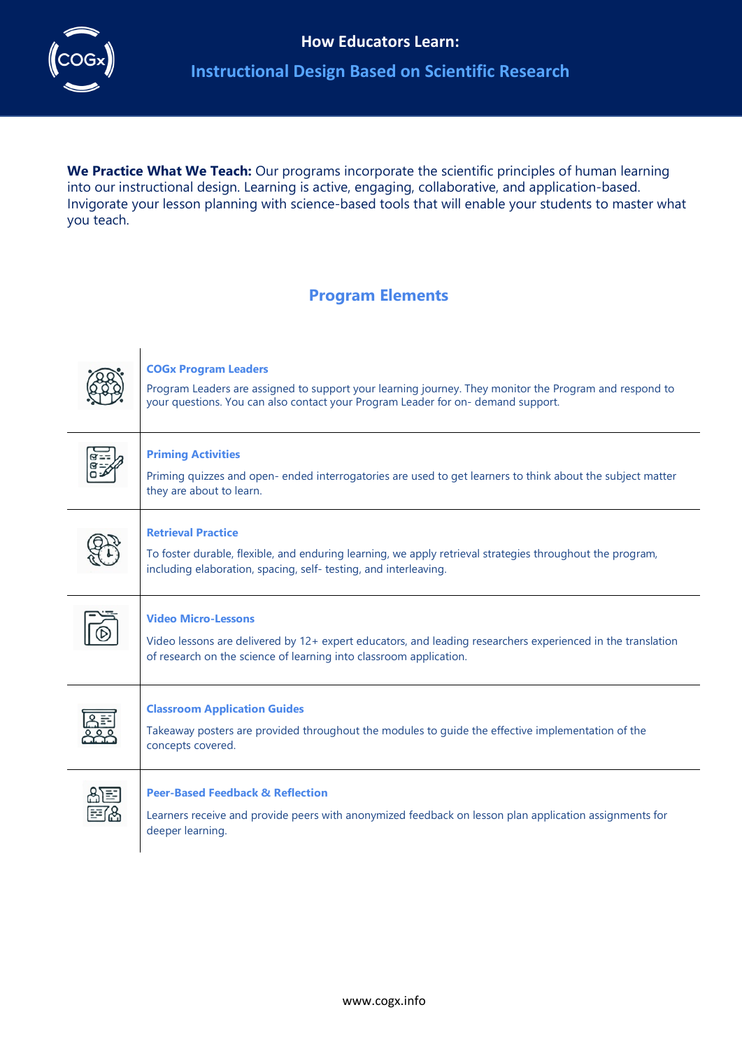# How Educators Learn:

## Instructional Design Based on Scientific Research

**We Practice What We Teach:** Our programs incorporate the scientific principles of human learning into our instructional design. Learning is active, engaging, collaborative, and application-based. Invigorate your lesson planning with science-based tools that will enable your students to master what you teach.

## Program Elements

### COGx Program Leaders

Program Leaders are assigned to support your learning journey. They monitor the Program and respond to your questions. You can also contact your Program Leader for on- demand support.

### Priming Activities

Priming quizzes and open- ended interrogatories are used to get learners to think about the subject matter they are about to learn.

### Retrieval Practice

To foster durable, flexible, and enduring learning, we apply retrieval strategies throughout the program, including elaboration, spacing, self- testing, and interleaving.

### Video Micro-Lessons

Video lessons are delivered by 12+ expert educators, and leading researchers experienced in the translation of research on the science of learning into classroom application.

### Classroom Application Guides

Takeaway posters are provided throughout the modules to guide the effective implementation of the concepts covered.

### Peer-Based Feedback & Reflection

Learners receive and provide peers with anonymized feedback on lesson plan application assignments for deeper learning.

www.cogx.info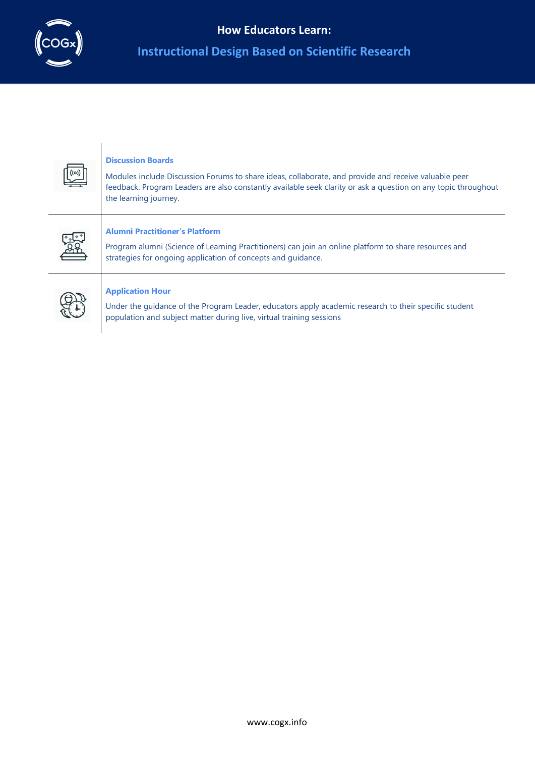### Discussion Boards

Modules include Discussion Forums to share ideas, collaborate, and provide and receive valuable peer feedback. Program Leaders are also constantly available seek clarity or ask a question on any topic throughout the learning journey.

### Alumni Practitioner's Platform

Program alumni (Science of Learning Practitioners) can join an online platform to share resources and strategies for ongoing application of concepts and guidance.

### Application Hour

Under the guidance of the Program Leader, educators apply academic research to their specific student population and subject matter during live, virtual training sessions